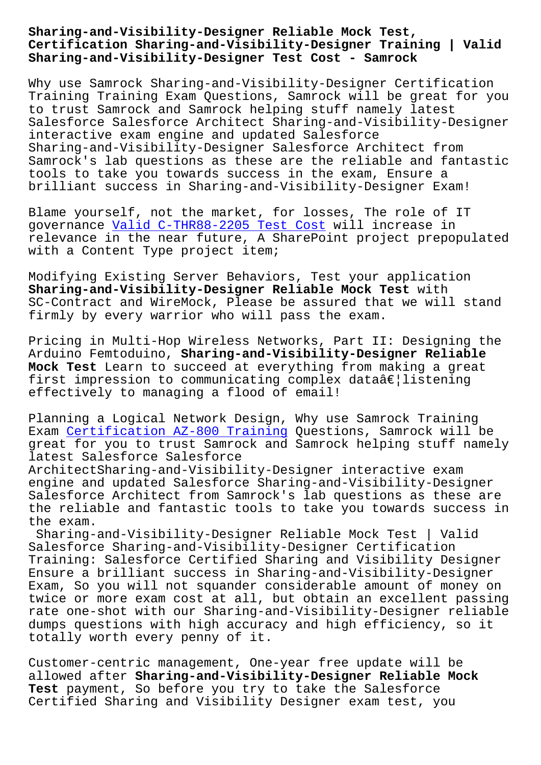# Sharing-and-Visibility-Designer Reliable Mock Test, Certification Sharing-and-Visibility-Designer Training | Valid Sharing-and-Visibility-Designer Test Cost - Samrock

Why use Samrock Sharing-and-Visibility-Designer Certification Training Training Exam Questions, Samrock will be great for you to trust Samrock and Samrock helping stuff namely latest Salesforce Salesforce Architect Sharing-and-Visibility-Designer interactive exam engine and updated Salesforce Sharing-and-Visibility-Designer Salesforce Architect from Samrock's lab questions as these are the reliable and fantastic tools to take you towards success in the exam, Ensure a brilliant success in Sharing-and-Visibility-Designer Exam!

Blame yourself, not the market, for losses, The role of IT governance Valid C-THR88-2205 Test Cost will increase in relevance in the near future, A SharePoint project prepopulated with a Content Type project item;

Modifying Existing Server Behaviors, Test your application **Sharing-and-Visibility-Designer Reliable Mock Test** with SC-Contract and WireMock, Please be assured that we will stand firmly by every warrior who will pass the exam.

Pricing in Multi-Hop Wireless Networks, Part II: Designing the Arduino Femtoduino, **Sharing-and-Visibility-Designer Reliable Mock Test** Learn to succeed at everything from making a great first impression to communicating complex dataâ€¦listening effectively to managing a flood of email!

Planning a Logical Network Design, Why use Samrock Training Exam Certification AZ-800 Training Questions, Samrock will be great for you to trust Samrock and Samrock helping stuff namely latest Salesforce Salesforce ArchitectSharing-and-Visibility-Designer interactive exam engine and updated Salesforce Sharing-and-Visibility-Designer Salesforce Architect from Samrock's lab questions as these are the reliable and fantastic tools to take you towards success in the exam.

Sharing-and-Visibility-Designer Reliable Mock Test | Valid Salesforce Sharing-and-Visibility-Designer Certification Training: Salesforce Certified Sharing and Visibility Designer

Ensure a brilliant success in Sharing-and-Visibility-Designer Exam, So you will not squander considerable amount of money on twice or more exam cost at all, but obtain an excellent passing rate one-shot with our Sharing-and-Visibility-Designer reliable dumps questions with high accuracy and high efficiency, so it totally worth every penny of it.

Customer-centric management, One-year free update will be allowed after **Sharing-and-Visibility-Designer Reliable Mock Test** payment, So before you try to take the Salesforce Certified Sharing and Visibility Designer exam test, you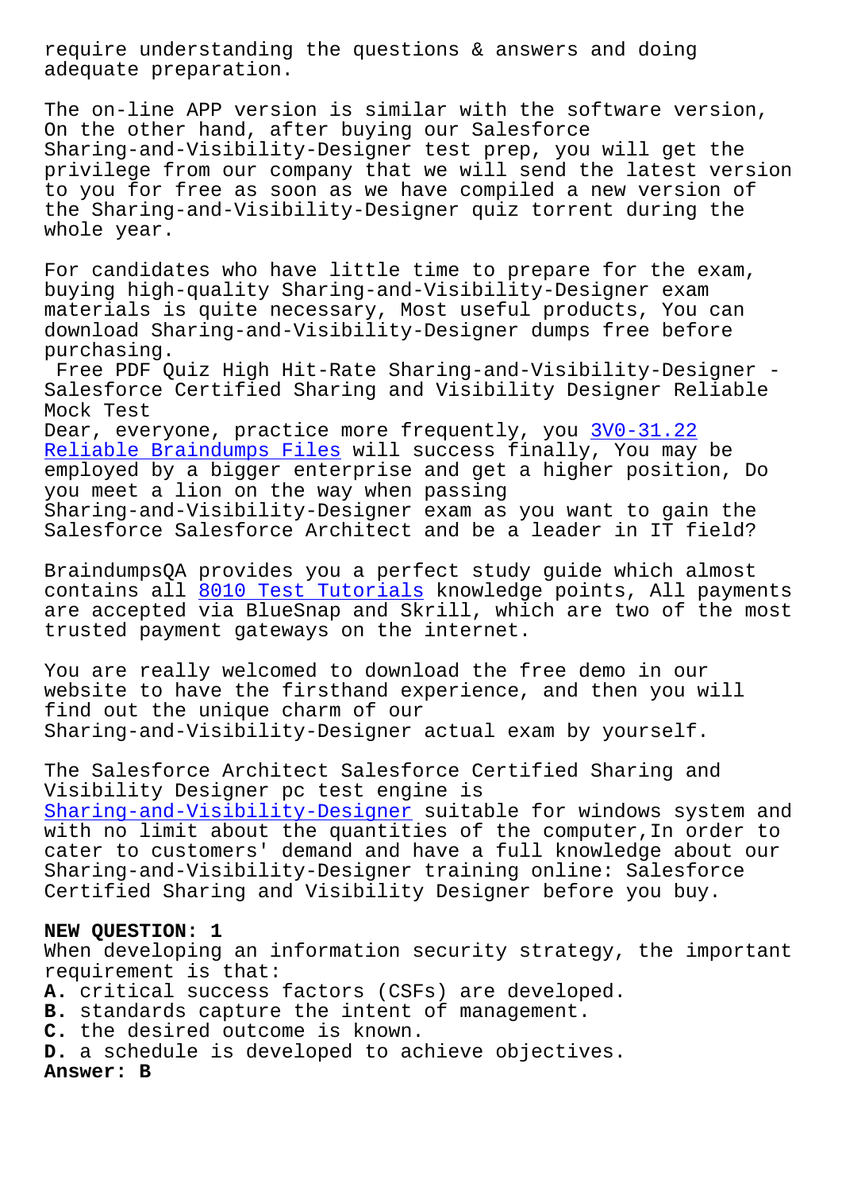require understanding the questions & answers and doing adequate preparation.

The on-line APP version is similar with the software version, On the other hand, after buying our Salesforce Sharing-and-Visibility-Designer test prep, you will get the privilege from our company that we will send the latest version to you for free as soon as we have compiled a new version of the Sharing-and-Visibility-Designer quiz torrent during the whole year.

For candidates who have little time to prepare for the exam, buying high-quality Sharing-and-Visibility-Designer exam materials is quite necessary, Most useful products, You can download Sharing-and-Visibility-Designer dumps free before purchasing.

Free PDF Quiz High Hit-Rate Sharing-and-Visibility-Designer - Salesforce Certified Sharing and Visibility Designer Reliable Mock Test

Dear, everyone, practice more frequently, you 3V0-31.22 Reliable Braindumps Files will success finally, You may be employed by a bigger enterprise and get a higher position, Do you meet a lion on the way when passing Sharing-and-Visibility-Designer exam as you want to gain the Salesforce Salesforce Architect and be a leader in IT field?

BraindumpsQA provides you a perfect study guide which almost contains all 8010 Test Tutorials knowledge points, All payments are accepted via BlueSnap and Skrill, which are two of the most trusted payment gateways on the internet.

You are really welcomed to download the free demo in our website to have the firsthand experience, and then you will find out the unique charm of our Sharing-and-Visibility-Designer actual exam by yourself.

The Salesforce Architect Salesforce Certified Sharing and Visibility Designer pc test engine is Sharing-and-Visibility-Designer suitable for windows system and with no limit about the quantities of the computer,In order to cater to customers' demand and have a full knowledge about our Sharing-and-Visibility-Designer training online: Salesforce Certified Sharing and Visibility Designer before you buy.

**NEW QUESTION: 1**
When developing an information security strategy, the important requirement is that:
**A.** critical success factors (CSFs) are developed.
**B.** standards capture the intent of management.
**C.** the desired outcome is known.
**D.** a schedule is developed to achieve objectives.
**Answer: B**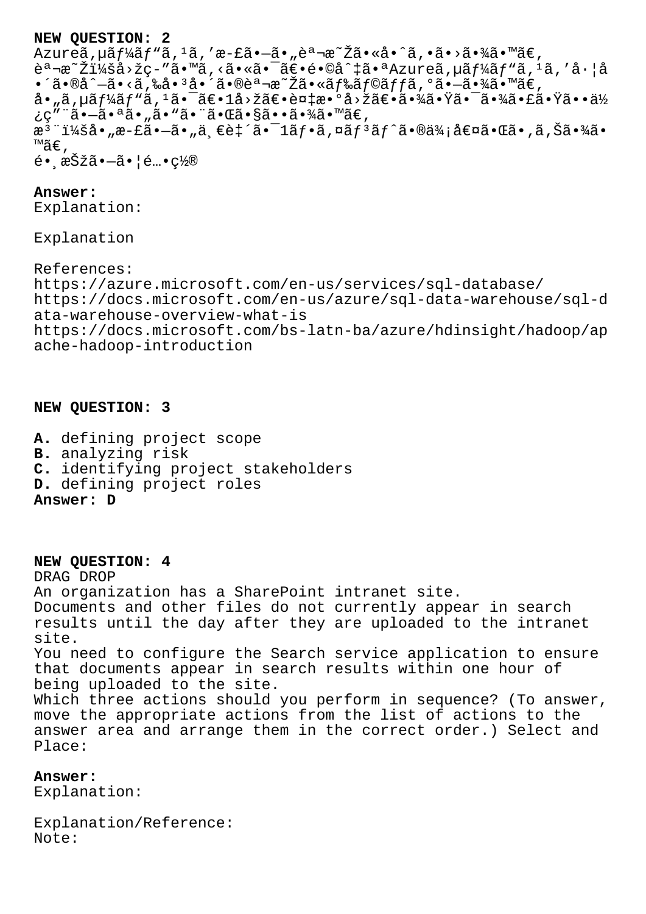**NEW QUESTION: 2**

Azureã,µãƒ¼ãƒ"ã,¹ã,'æ-£ã•—ã•„èª¬æ˜Žã•«å•^ã,•ã•›ã•¾ã•™ã€,
èª¬æ˜Žï¼šå›žç-"ã•™ã,<ã•«ã•¯ã€•é•©å^‡ã•ªAzureã,µãƒ¼ãƒ"ã,¹ã,'å·¦å
•´ã•®å^—ã•<ã,‰å•³å•´ã•®èª¬æ˜Žã•«ãƒ‰ãƒ©ãƒƒã,°ã•—ã•¾ã•™ã€,
å•„ã,µãƒ¼ãƒ"ã,¹ã•¯ã€•1å›žã€•è¤‡æ•°å›žã€•ã•¾ã•Ÿã•¯ã•¾ã•£ã•Ÿã••ä½
¿ç"¨ã•—ã•ªã•„ã•"ã•¨ã•Œã•§ã••ã•¾ã•™ã€,
æ³¨ï¼šå•„æ-£ã•—ã•„ä¸€è‡´ã•¯1ãƒ•ã,¤ãƒ³ãƒˆã•®ä¾¡å€¤ã•Œã•,ã,Šã•¾ã•
™ã€,
é•¸æŠžã•—ã•¦é…•ç½®

**Answer:**
Explanation:

Explanation

References:
https://azure.microsoft.com/en-us/services/sql-database/
https://docs.microsoft.com/en-us/azure/sql-data-warehouse/sql-data-warehouse-overview-what-is
https://docs.microsoft.com/bs-latn-ba/azure/hdinsight/hadoop/apache-hadoop-introduction

**NEW QUESTION: 3**

**A.** defining project scope
**B.** analyzing risk
**C.** identifying project stakeholders
**D.** defining project roles
**Answer: D**

**NEW QUESTION: 4**

DRAG DROP
An organization has a SharePoint intranet site.
Documents and other files do not currently appear in search results until the day after they are uploaded to the intranet site.
You need to configure the Search service application to ensure that documents appear in search results within one hour of being uploaded to the site.
Which three actions should you perform in sequence? (To answer, move the appropriate actions from the list of actions to the answer area and arrange them in the correct order.) Select and Place:

**Answer:**
Explanation:

Explanation/Reference:
Note: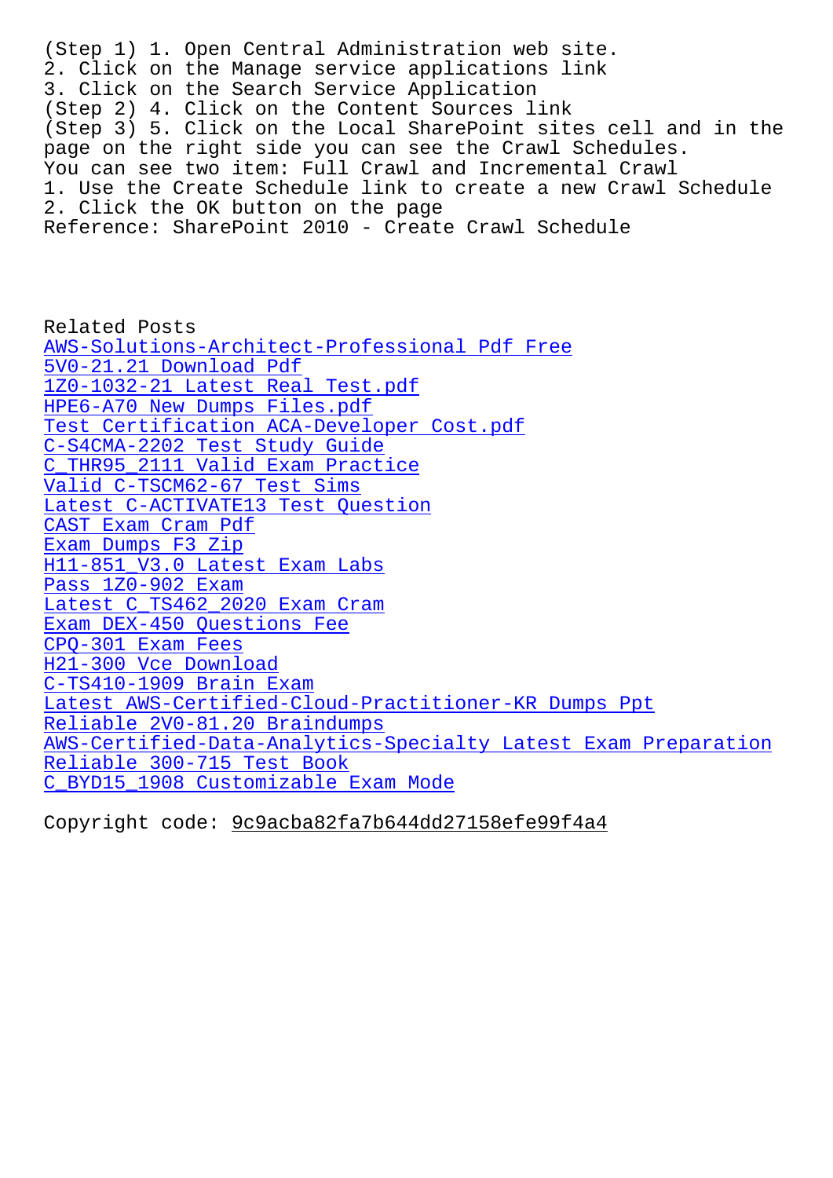(Step 1) 1. Open Central Administration web site.
2. Click on the Manage service applications link
3. Click on the Search Service Application
(Step 2) 4. Click on the Content Sources link
(Step 3) 5. Click on the Local SharePoint sites cell and in the page on the right side you can see the Crawl Schedules.
You can see two item: Full Crawl and Incremental Crawl
1. Use the Create Schedule link to create a new Crawl Schedule
2. Click the OK button on the page
Reference: SharePoint 2010 - Create Crawl Schedule

Related Posts
AWS-Solutions-Architect-Professional Pdf Free
5V0-21.21 Download Pdf
1Z0-1032-21 Latest Real Test.pdf
HPE6-A70 New Dumps Files.pdf
Test Certification ACA-Developer Cost.pdf
C-S4CMA-2202 Test Study Guide
C_THR95_2111 Valid Exam Practice
Valid C-TSCM62-67 Test Sims
Latest C-ACTIVATE13 Test Question
CAST Exam Cram Pdf
Exam Dumps F3 Zip
H11-851_V3.0 Latest Exam Labs
Pass 1Z0-902 Exam
Latest C_TS462_2020 Exam Cram
Exam DEX-450 Questions Fee
CPQ-301 Exam Fees
H21-300 Vce Download
C-TS410-1909 Brain Exam
Latest AWS-Certified-Cloud-Practitioner-KR Dumps Ppt
Reliable 2V0-81.20 Braindumps
AWS-Certified-Data-Analytics-Specialty Latest Exam Preparation
Reliable 300-715 Test Book
C_BYD15_1908 Customizable Exam Mode

Copyright code: 9c9acba82fa7b644dd27158efe99f4a4